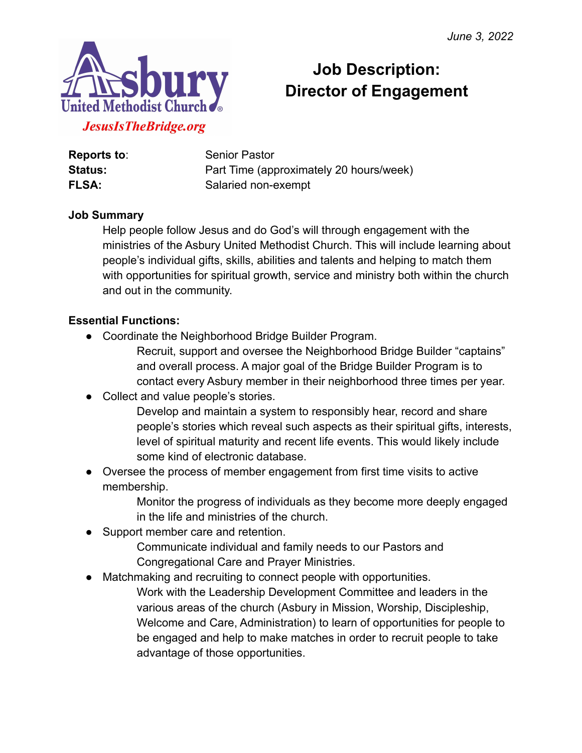*June 3, 2022*

Asbury United Methodist Church
*JesusIsTheBridge.org*

# Job Description: Director of Engagement

**Reports to**: Senior Pastor
**Status:** Part Time (approximately 20 hours/week)
**FLSA:** Salaried non-exempt

**Job Summary**

Help people follow Jesus and do God's will through engagement with the ministries of the Asbury United Methodist Church. This will include learning about people's individual gifts, skills, abilities and talents and helping to match them with opportunities for spiritual growth, service and ministry both within the church and out in the community.

**Essential Functions:**

- Coordinate the Neighborhood Bridge Builder Program.
  Recruit, support and oversee the Neighborhood Bridge Builder "captains" and overall process. A major goal of the Bridge Builder Program is to contact every Asbury member in their neighborhood three times per year.
- Collect and value people's stories.
  Develop and maintain a system to responsibly hear, record and share people's stories which reveal such aspects as their spiritual gifts, interests, level of spiritual maturity and recent life events. This would likely include some kind of electronic database.
- Oversee the process of member engagement from first time visits to active membership.
  Monitor the progress of individuals as they become more deeply engaged in the life and ministries of the church.
- Support member care and retention.
  Communicate individual and family needs to our Pastors and Congregational Care and Prayer Ministries.
- Matchmaking and recruiting to connect people with opportunities.
  Work with the Leadership Development Committee and leaders in the various areas of the church (Asbury in Mission, Worship, Discipleship, Welcome and Care, Administration) to learn of opportunities for people to be engaged and help to make matches in order to recruit people to take advantage of those opportunities.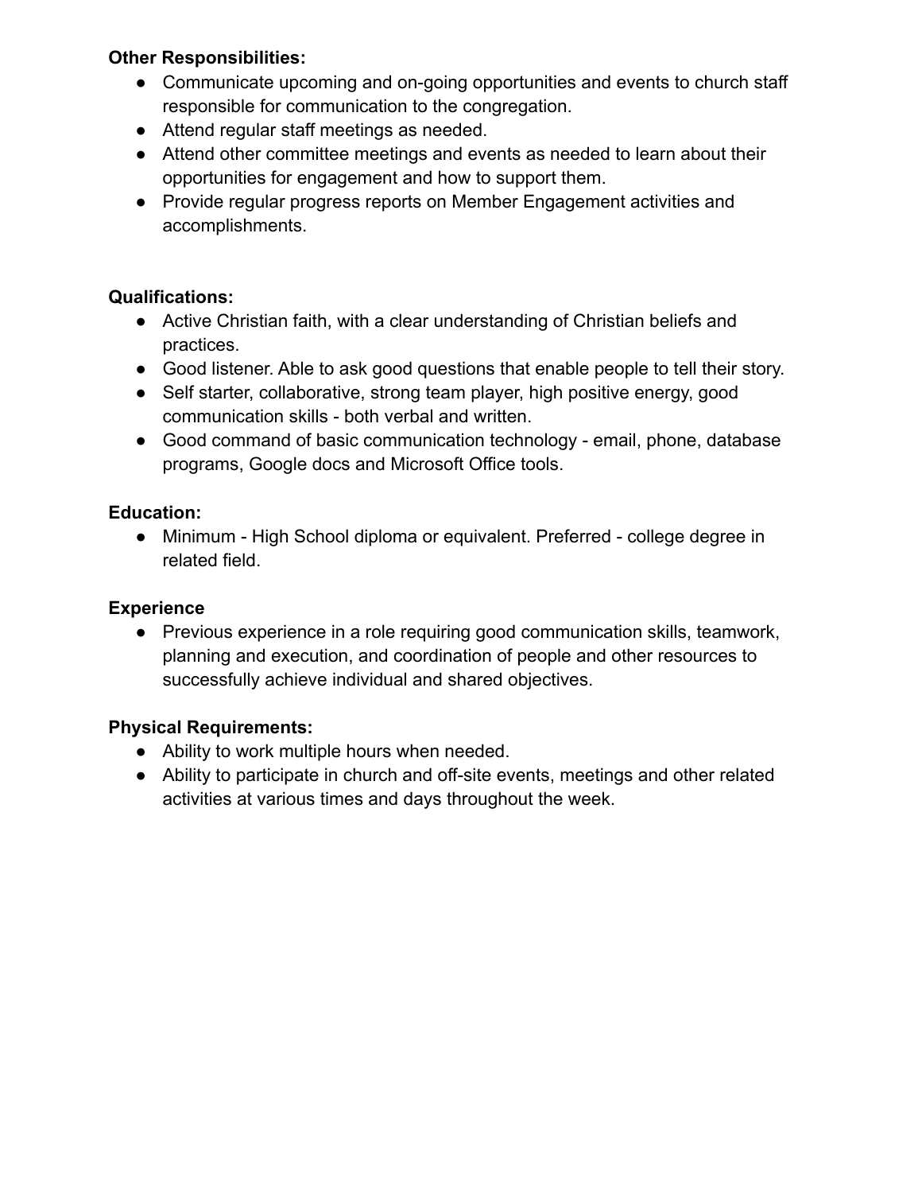**Other Responsibilities:**

- Communicate upcoming and on-going opportunities and events to church staff responsible for communication to the congregation.
- Attend regular staff meetings as needed.
- Attend other committee meetings and events as needed to learn about their opportunities for engagement and how to support them.
- Provide regular progress reports on Member Engagement activities and accomplishments.

**Qualifications:**

- Active Christian faith, with a clear understanding of Christian beliefs and practices.
- Good listener. Able to ask good questions that enable people to tell their story.
- Self starter, collaborative, strong team player, high positive energy, good communication skills - both verbal and written.
- Good command of basic communication technology - email, phone, database programs, Google docs and Microsoft Office tools.

**Education:**

- Minimum - High School diploma or equivalent. Preferred - college degree in related field.

**Experience**

- Previous experience in a role requiring good communication skills, teamwork, planning and execution, and coordination of people and other resources to successfully achieve individual and shared objectives.

**Physical Requirements:**

- Ability to work multiple hours when needed.
- Ability to participate in church and off-site events, meetings and other related activities at various times and days throughout the week.